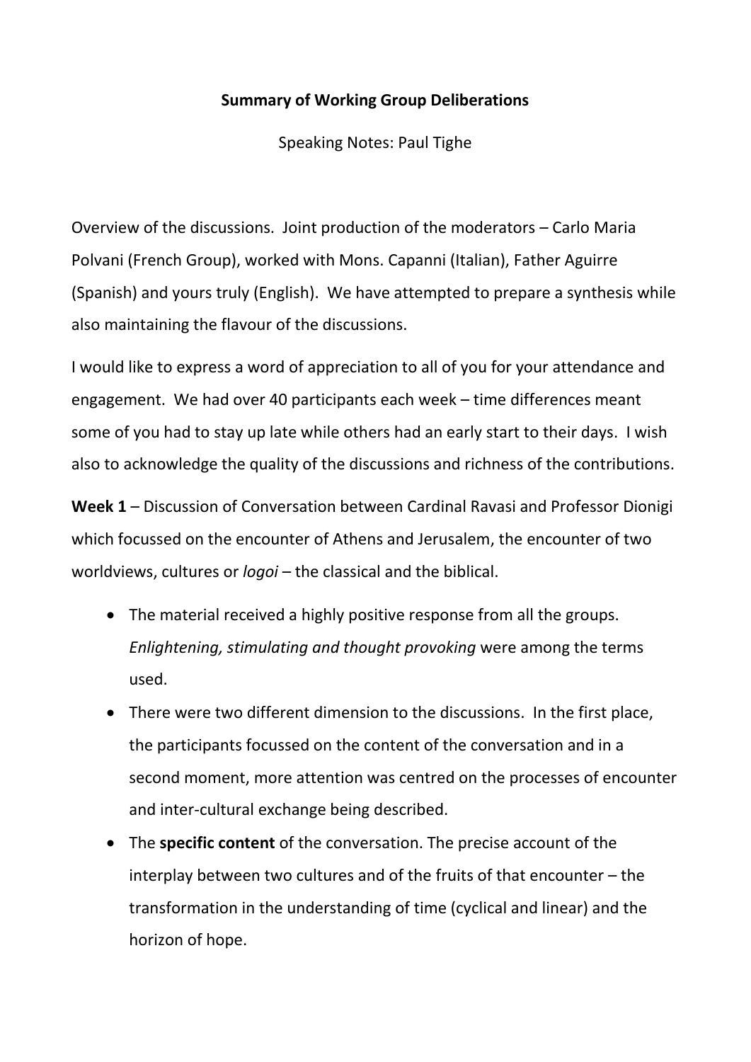**Summary of Working Group Deliberations**

Speaking Notes: Paul Tighe

Overview of the discussions. Joint production of the moderators – Carlo Maria Polvani (French Group), worked with Mons. Capanni (Italian), Father Aguirre (Spanish) and yours truly (English). We have attempted to prepare a synthesis while also maintaining the flavour of the discussions.

I would like to express a word of appreciation to all of you for your attendance and engagement. We had over 40 participants each week – time differences meant some of you had to stay up late while others had an early start to their days. I wish also to acknowledge the quality of the discussions and richness of the contributions.

**Week 1** – Discussion of Conversation between Cardinal Ravasi and Professor Dionigi which focussed on the encounter of Athens and Jerusalem, the encounter of two worldviews, cultures or *logoi* – the classical and the biblical.

- The material received a highly positive response from all the groups. *Enlightening, stimulating and thought provoking* were among the terms used.
- There were two different dimension to the discussions. In the first place, the participants focussed on the content of the conversation and in a second moment, more attention was centred on the processes of encounter and inter-cultural exchange being described.
- The **specific content** of the conversation. The precise account of the interplay between two cultures and of the fruits of that encounter – the transformation in the understanding of time (cyclical and linear) and the horizon of hope.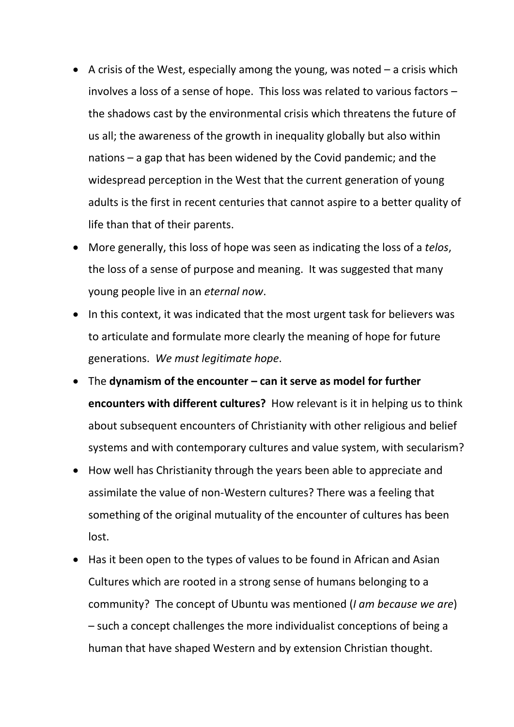- A crisis of the West, especially among the young, was noted – a crisis which involves a loss of a sense of hope. This loss was related to various factors – the shadows cast by the environmental crisis which threatens the future of us all; the awareness of the growth in inequality globally but also within nations – a gap that has been widened by the Covid pandemic; and the widespread perception in the West that the current generation of young adults is the first in recent centuries that cannot aspire to a better quality of life than that of their parents.
- More generally, this loss of hope was seen as indicating the loss of a *telos*, the loss of a sense of purpose and meaning. It was suggested that many young people live in an *eternal now*.
- In this context, it was indicated that the most urgent task for believers was to articulate and formulate more clearly the meaning of hope for future generations. *We must legitimate hope*.
- The **dynamism of the encounter – can it serve as model for further encounters with different cultures?** How relevant is it in helping us to think about subsequent encounters of Christianity with other religious and belief systems and with contemporary cultures and value system, with secularism?
- How well has Christianity through the years been able to appreciate and assimilate the value of non-Western cultures? There was a feeling that something of the original mutuality of the encounter of cultures has been lost.
- Has it been open to the types of values to be found in African and Asian Cultures which are rooted in a strong sense of humans belonging to a community? The concept of Ubuntu was mentioned (*I am because we are*) – such a concept challenges the more individualist conceptions of being a human that have shaped Western and by extension Christian thought.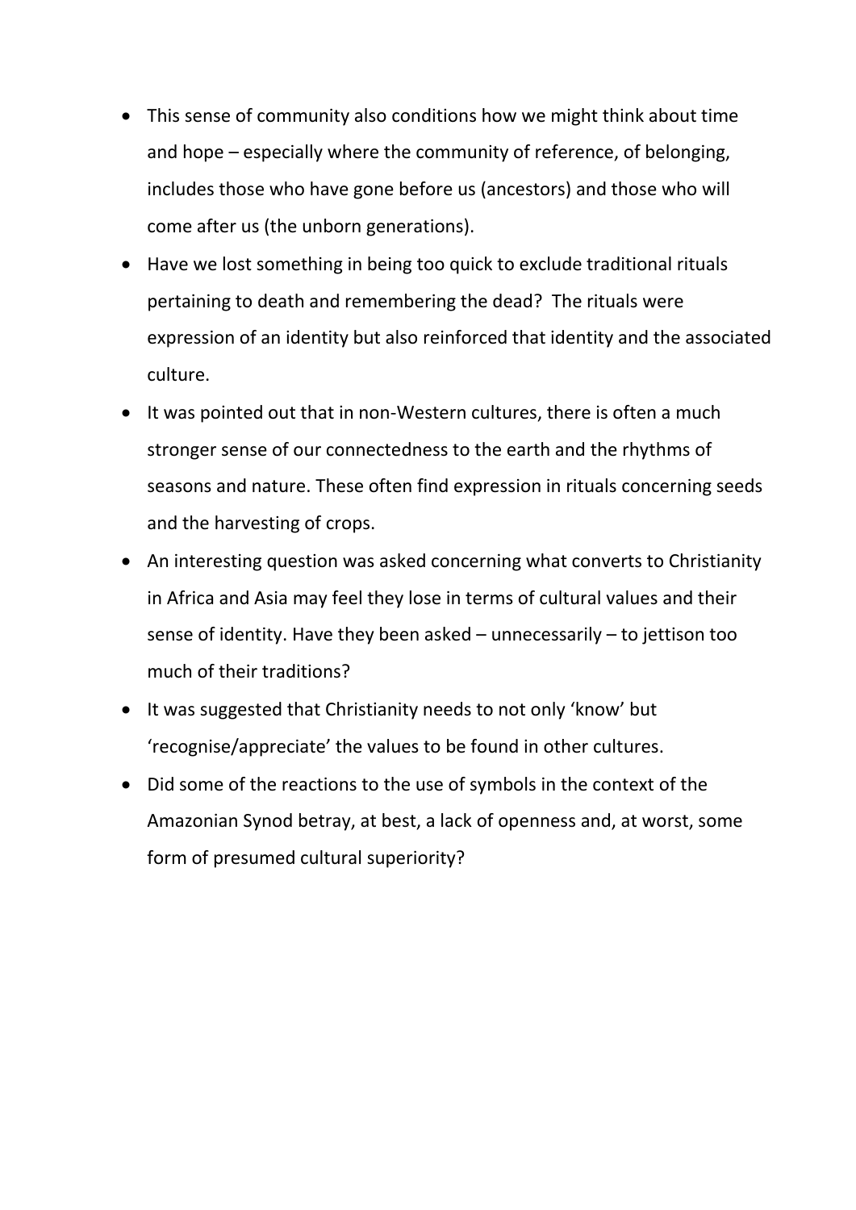- This sense of community also conditions how we might think about time and hope – especially where the community of reference, of belonging, includes those who have gone before us (ancestors) and those who will come after us (the unborn generations).
- Have we lost something in being too quick to exclude traditional rituals pertaining to death and remembering the dead? The rituals were expression of an identity but also reinforced that identity and the associated culture.
- It was pointed out that in non-Western cultures, there is often a much stronger sense of our connectedness to the earth and the rhythms of seasons and nature. These often find expression in rituals concerning seeds and the harvesting of crops.
- An interesting question was asked concerning what converts to Christianity in Africa and Asia may feel they lose in terms of cultural values and their sense of identity. Have they been asked – unnecessarily – to jettison too much of their traditions?
- It was suggested that Christianity needs to not only 'know' but 'recognise/appreciate' the values to be found in other cultures.
- Did some of the reactions to the use of symbols in the context of the Amazonian Synod betray, at best, a lack of openness and, at worst, some form of presumed cultural superiority?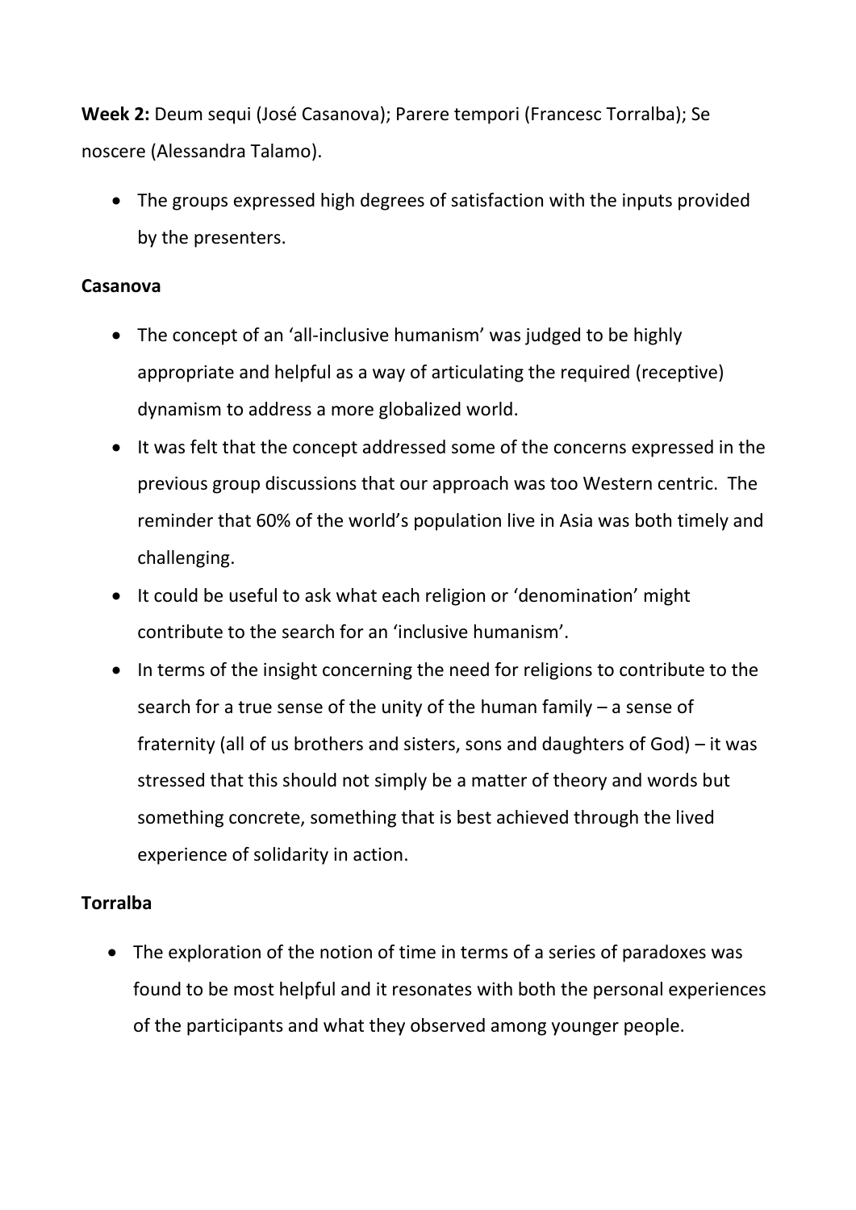**Week 2:** Deum sequi (José Casanova); Parere tempori (Francesc Torralba); Se noscere (Alessandra Talamo).

- The groups expressed high degrees of satisfaction with the inputs provided by the presenters.

**Casanova**

- The concept of an 'all-inclusive humanism' was judged to be highly appropriate and helpful as a way of articulating the required (receptive) dynamism to address a more globalized world.
- It was felt that the concept addressed some of the concerns expressed in the previous group discussions that our approach was too Western centric. The reminder that 60% of the world's population live in Asia was both timely and challenging.
- It could be useful to ask what each religion or 'denomination' might contribute to the search for an 'inclusive humanism'.
- In terms of the insight concerning the need for religions to contribute to the search for a true sense of the unity of the human family – a sense of fraternity (all of us brothers and sisters, sons and daughters of God) – it was stressed that this should not simply be a matter of theory and words but something concrete, something that is best achieved through the lived experience of solidarity in action.

**Torralba**

- The exploration of the notion of time in terms of a series of paradoxes was found to be most helpful and it resonates with both the personal experiences of the participants and what they observed among younger people.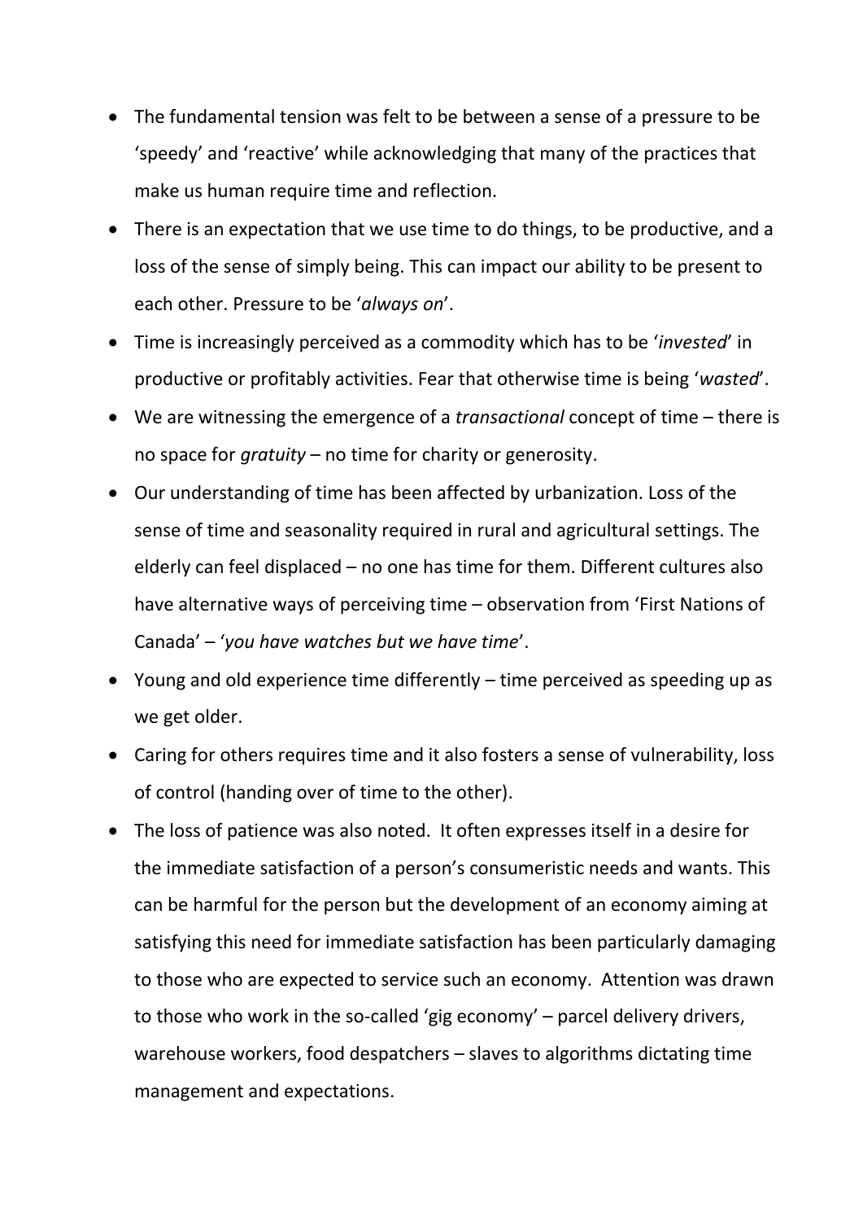- The fundamental tension was felt to be between a sense of a pressure to be 'speedy' and 'reactive' while acknowledging that many of the practices that make us human require time and reflection.
- There is an expectation that we use time to do things, to be productive, and a loss of the sense of simply being. This can impact our ability to be present to each other. Pressure to be '*always on*'.
- Time is increasingly perceived as a commodity which has to be '*invested*' in productive or profitably activities. Fear that otherwise time is being '*wasted*'.
- We are witnessing the emergence of a *transactional* concept of time – there is no space for *gratuity* – no time for charity or generosity.
- Our understanding of time has been affected by urbanization. Loss of the sense of time and seasonality required in rural and agricultural settings. The elderly can feel displaced – no one has time for them. Different cultures also have alternative ways of perceiving time – observation from 'First Nations of Canada' – '*you have watches but we have time*'.
- Young and old experience time differently – time perceived as speeding up as we get older.
- Caring for others requires time and it also fosters a sense of vulnerability, loss of control (handing over of time to the other).
- The loss of patience was also noted. It often expresses itself in a desire for the immediate satisfaction of a person's consumeristic needs and wants. This can be harmful for the person but the development of an economy aiming at satisfying this need for immediate satisfaction has been particularly damaging to those who are expected to service such an economy. Attention was drawn to those who work in the so-called 'gig economy' – parcel delivery drivers, warehouse workers, food despatchers – slaves to algorithms dictating time management and expectations.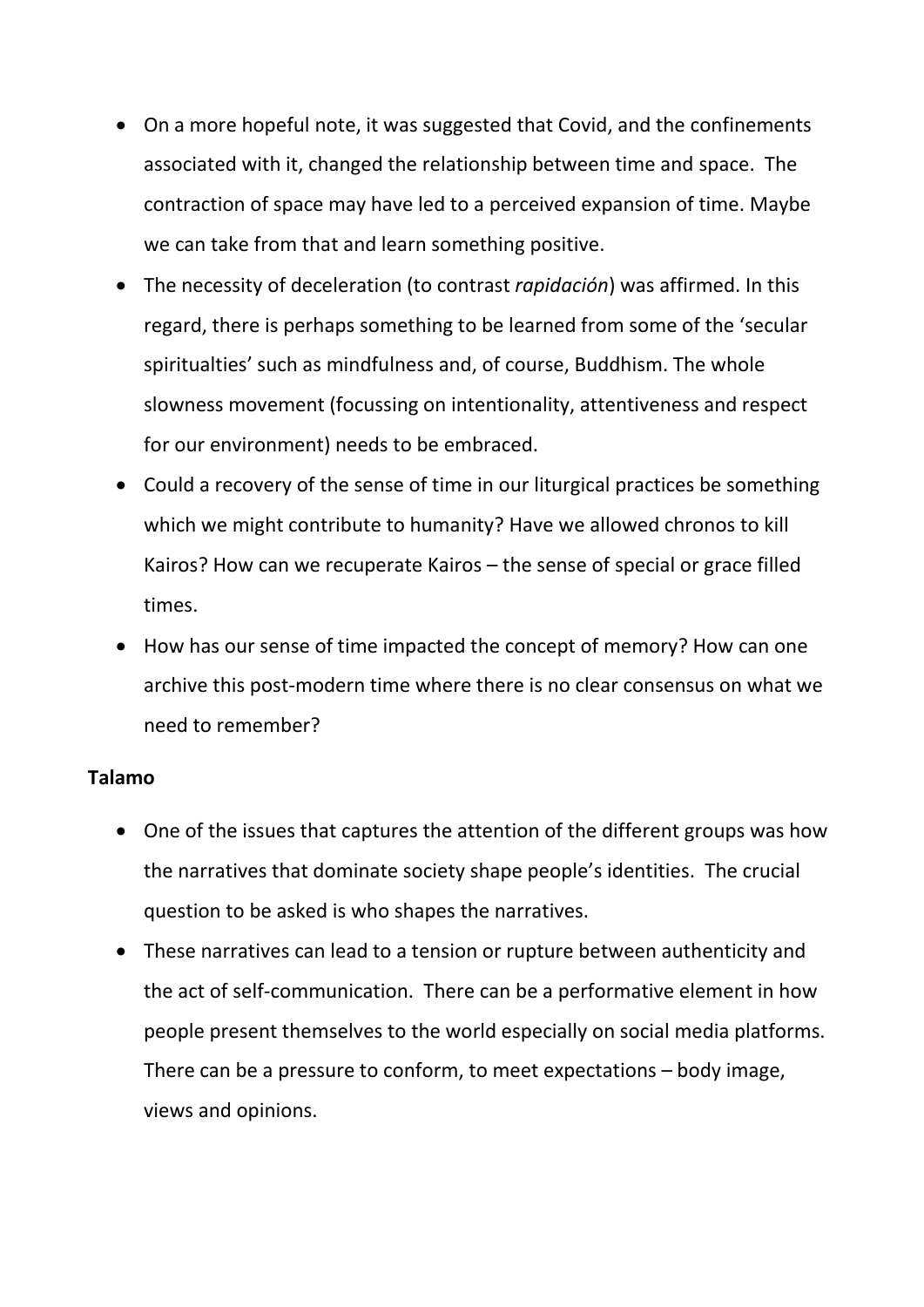- On a more hopeful note, it was suggested that Covid, and the confinements associated with it, changed the relationship between time and space. The contraction of space may have led to a perceived expansion of time. Maybe we can take from that and learn something positive.
- The necessity of deceleration (to contrast *rapidación*) was affirmed. In this regard, there is perhaps something to be learned from some of the 'secular spiritualties' such as mindfulness and, of course, Buddhism. The whole slowness movement (focussing on intentionality, attentiveness and respect for our environment) needs to be embraced.
- Could a recovery of the sense of time in our liturgical practices be something which we might contribute to humanity? Have we allowed chronos to kill Kairos? How can we recuperate Kairos – the sense of special or grace filled times.
- How has our sense of time impacted the concept of memory? How can one archive this post-modern time where there is no clear consensus on what we need to remember?

**Talamo**

- One of the issues that captures the attention of the different groups was how the narratives that dominate society shape people's identities. The crucial question to be asked is who shapes the narratives.
- These narratives can lead to a tension or rupture between authenticity and the act of self-communication. There can be a performative element in how people present themselves to the world especially on social media platforms. There can be a pressure to conform, to meet expectations – body image, views and opinions.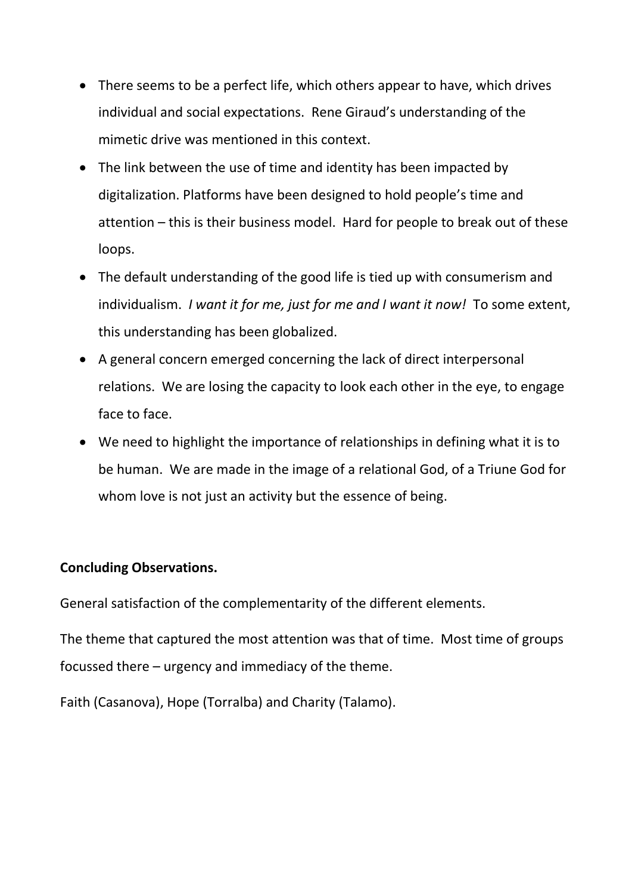- There seems to be a perfect life, which others appear to have, which drives individual and social expectations. Rene Giraud's understanding of the mimetic drive was mentioned in this context.
- The link between the use of time and identity has been impacted by digitalization. Platforms have been designed to hold people's time and attention – this is their business model. Hard for people to break out of these loops.
- The default understanding of the good life is tied up with consumerism and individualism. *I want it for me, just for me and I want it now!* To some extent, this understanding has been globalized.
- A general concern emerged concerning the lack of direct interpersonal relations. We are losing the capacity to look each other in the eye, to engage face to face.
- We need to highlight the importance of relationships in defining what it is to be human. We are made in the image of a relational God, of a Triune God for whom love is not just an activity but the essence of being.

**Concluding Observations.**

General satisfaction of the complementarity of the different elements.

The theme that captured the most attention was that of time. Most time of groups focussed there – urgency and immediacy of the theme.

Faith (Casanova), Hope (Torralba) and Charity (Talamo).